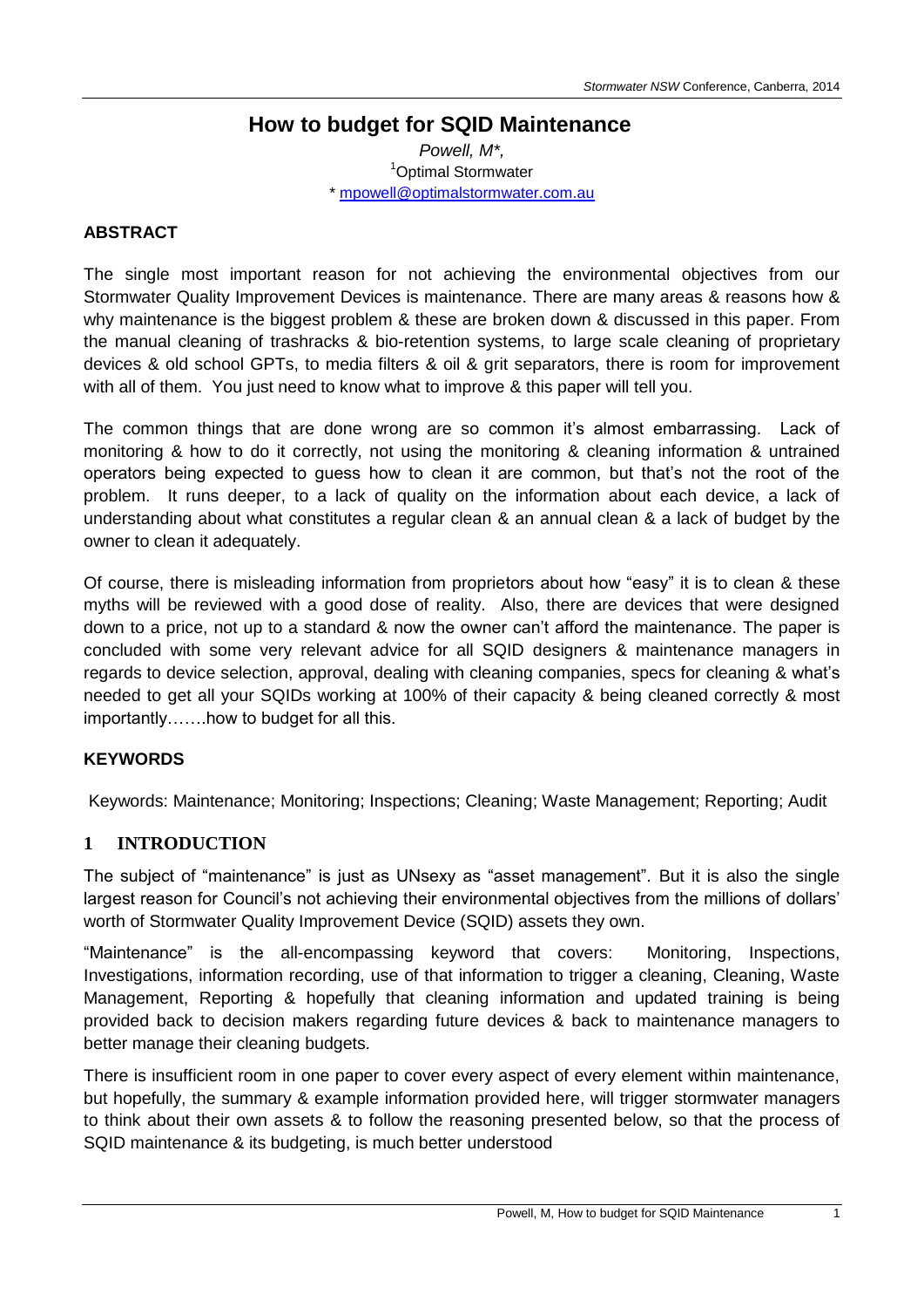# How to budget for SQID Maintenance

*Powell, M\*,*
[1]Optimal Stormwater
\* mpowell@optimalstormwater.com.au

## ABSTRACT

The single most important reason for not achieving the environmental objectives from our Stormwater Quality Improvement Devices is maintenance. There are many areas & reasons how & why maintenance is the biggest problem & these are broken down & discussed in this paper. From the manual cleaning of trashracks & bio-retention systems, to large scale cleaning of proprietary devices & old school GPTs, to media filters & oil & grit separators, there is room for improvement with all of them. You just need to know what to improve & this paper will tell you.

The common things that are done wrong are so common it's almost embarrassing. Lack of monitoring & how to do it correctly, not using the monitoring & cleaning information & untrained operators being expected to guess how to clean it are common, but that's not the root of the problem. It runs deeper, to a lack of quality on the information about each device, a lack of understanding about what constitutes a regular clean & an annual clean & a lack of budget by the owner to clean it adequately.

Of course, there is misleading information from proprietors about how "easy" it is to clean & these myths will be reviewed with a good dose of reality. Also, there are devices that were designed down to a price, not up to a standard & now the owner can't afford the maintenance. The paper is concluded with some very relevant advice for all SQID designers & maintenance managers in regards to device selection, approval, dealing with cleaning companies, specs for cleaning & what's needed to get all your SQIDs working at 100% of their capacity & being cleaned correctly & most importantly…….how to budget for all this.

## KEYWORDS

Keywords: Maintenance; Monitoring; Inspections; Cleaning; Waste Management; Reporting; Audit

## 1 INTRODUCTION

The subject of "maintenance" is just as UNsexy as "asset management". But it is also the single largest reason for Council's not achieving their environmental objectives from the millions of dollars' worth of Stormwater Quality Improvement Device (SQID) assets they own.

"Maintenance" is the all-encompassing keyword that covers: Monitoring, Inspections, Investigations, information recording, use of that information to trigger a cleaning, Cleaning, Waste Management, Reporting & hopefully that cleaning information and updated training is being provided back to decision makers regarding future devices & back to maintenance managers to better manage their cleaning budgets.

There is insufficient room in one paper to cover every aspect of every element within maintenance, but hopefully, the summary & example information provided here, will trigger stormwater managers to think about their own assets & to follow the reasoning presented below, so that the process of SQID maintenance & its budgeting, is much better understood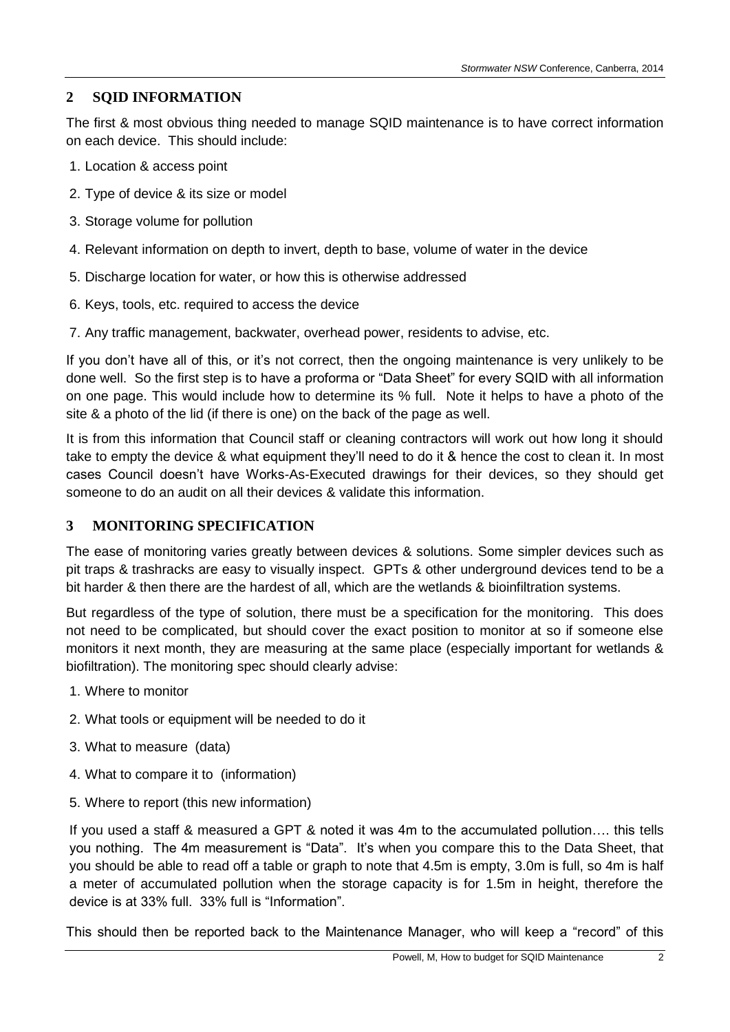## 2 SQID INFORMATION

The first & most obvious thing needed to manage SQID maintenance is to have correct information on each device. This should include:

1. Location & access point
2. Type of device & its size or model
3. Storage volume for pollution
4. Relevant information on depth to invert, depth to base, volume of water in the device
5. Discharge location for water, or how this is otherwise addressed
6. Keys, tools, etc. required to access the device
7. Any traffic management, backwater, overhead power, residents to advise, etc.

If you don't have all of this, or it's not correct, then the ongoing maintenance is very unlikely to be done well. So the first step is to have a proforma or "Data Sheet" for every SQID with all information on one page. This would include how to determine its % full. Note it helps to have a photo of the site & a photo of the lid (if there is one) on the back of the page as well.

It is from this information that Council staff or cleaning contractors will work out how long it should take to empty the device & what equipment they'll need to do it & hence the cost to clean it. In most cases Council doesn't have Works-As-Executed drawings for their devices, so they should get someone to do an audit on all their devices & validate this information.

## 3 MONITORING SPECIFICATION

The ease of monitoring varies greatly between devices & solutions. Some simpler devices such as pit traps & trashracks are easy to visually inspect. GPTs & other underground devices tend to be a bit harder & then there are the hardest of all, which are the wetlands & bioinfiltration systems.

But regardless of the type of solution, there must be a specification for the monitoring. This does not need to be complicated, but should cover the exact position to monitor at so if someone else monitors it next month, they are measuring at the same place (especially important for wetlands & biofiltration). The monitoring spec should clearly advise:

1. Where to monitor
2. What tools or equipment will be needed to do it
3. What to measure (data)
4. What to compare it to (information)
5. Where to report (this new information)

If you used a staff & measured a GPT & noted it was 4m to the accumulated pollution…. this tells you nothing. The 4m measurement is "Data". It's when you compare this to the Data Sheet, that you should be able to read off a table or graph to note that 4.5m is empty, 3.0m is full, so 4m is half a meter of accumulated pollution when the storage capacity is for 1.5m in height, therefore the device is at 33% full. 33% full is "Information".

This should then be reported back to the Maintenance Manager, who will keep a "record" of this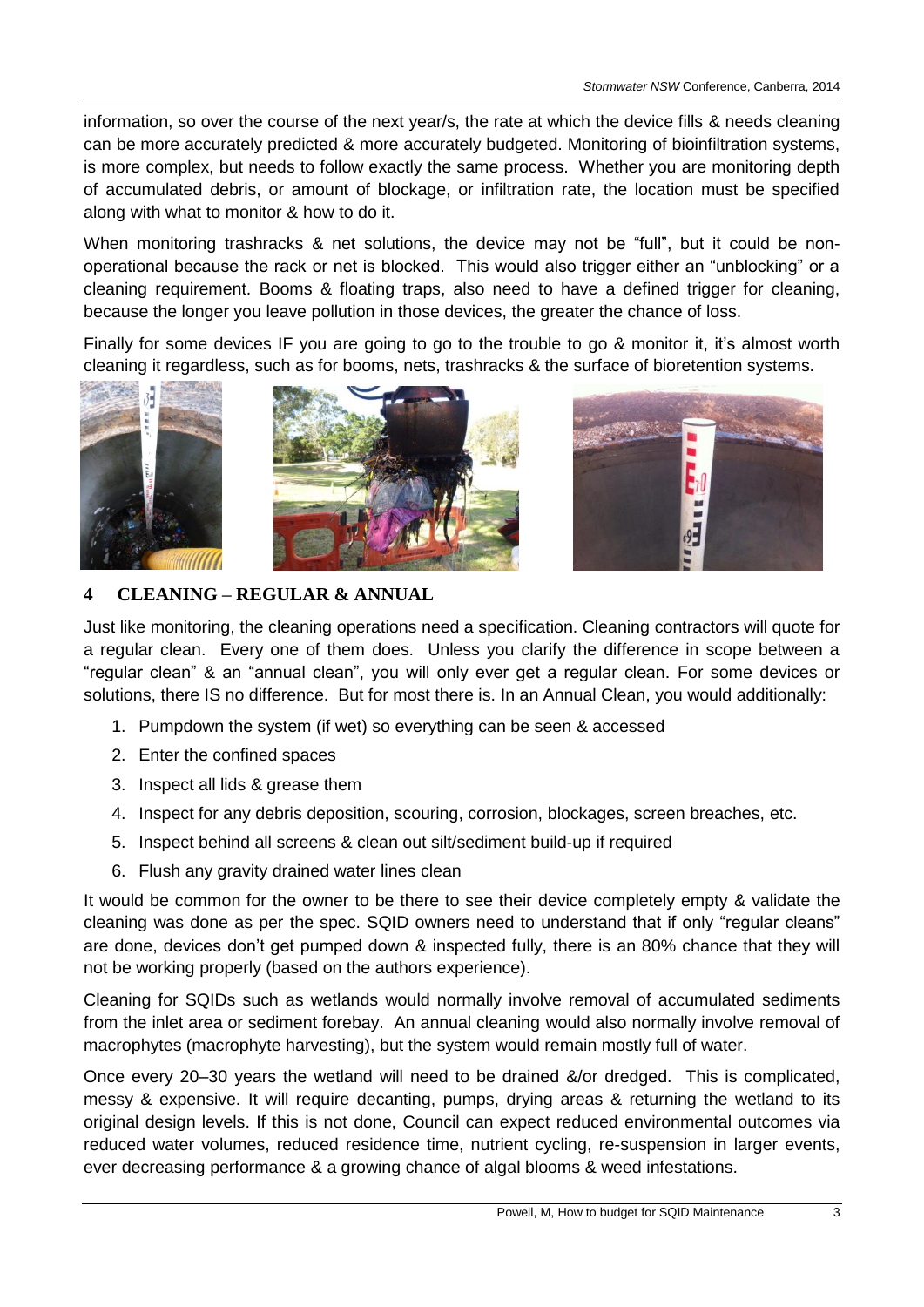information, so over the course of the next year/s, the rate at which the device fills & needs cleaning can be more accurately predicted & more accurately budgeted. Monitoring of bioinfiltration systems, is more complex, but needs to follow exactly the same process. Whether you are monitoring depth of accumulated debris, or amount of blockage, or infiltration rate, the location must be specified along with what to monitor & how to do it.

When monitoring trashracks & net solutions, the device may not be "full", but it could be non-operational because the rack or net is blocked. This would also trigger either an "unblocking" or a cleaning requirement. Booms & floating traps, also need to have a defined trigger for cleaning, because the longer you leave pollution in those devices, the greater the chance of loss.

Finally for some devices IF you are going to go to the trouble to go & monitor it, it's almost worth cleaning it regardless, such as for booms, nets, trashracks & the surface of bioretention systems.

## 4 CLEANING – REGULAR & ANNUAL

Just like monitoring, the cleaning operations need a specification. Cleaning contractors will quote for a regular clean. Every one of them does. Unless you clarify the difference in scope between a "regular clean" & an "annual clean", you will only ever get a regular clean. For some devices or solutions, there IS no difference. But for most there is. In an Annual Clean, you would additionally:

1. Pumpdown the system (if wet) so everything can be seen & accessed
2. Enter the confined spaces
3. Inspect all lids & grease them
4. Inspect for any debris deposition, scouring, corrosion, blockages, screen breaches, etc.
5. Inspect behind all screens & clean out silt/sediment build-up if required
6. Flush any gravity drained water lines clean

It would be common for the owner to be there to see their device completely empty & validate the cleaning was done as per the spec. SQID owners need to understand that if only "regular cleans" are done, devices don't get pumped down & inspected fully, there is an 80% chance that they will not be working properly (based on the authors experience).

Cleaning for SQIDs such as wetlands would normally involve removal of accumulated sediments from the inlet area or sediment forebay. An annual cleaning would also normally involve removal of macrophytes (macrophyte harvesting), but the system would remain mostly full of water.

Once every 20–30 years the wetland will need to be drained &/or dredged. This is complicated, messy & expensive. It will require decanting, pumps, drying areas & returning the wetland to its original design levels. If this is not done, Council can expect reduced environmental outcomes via reduced water volumes, reduced residence time, nutrient cycling, re-suspension in larger events, ever decreasing performance & a growing chance of algal blooms & weed infestations.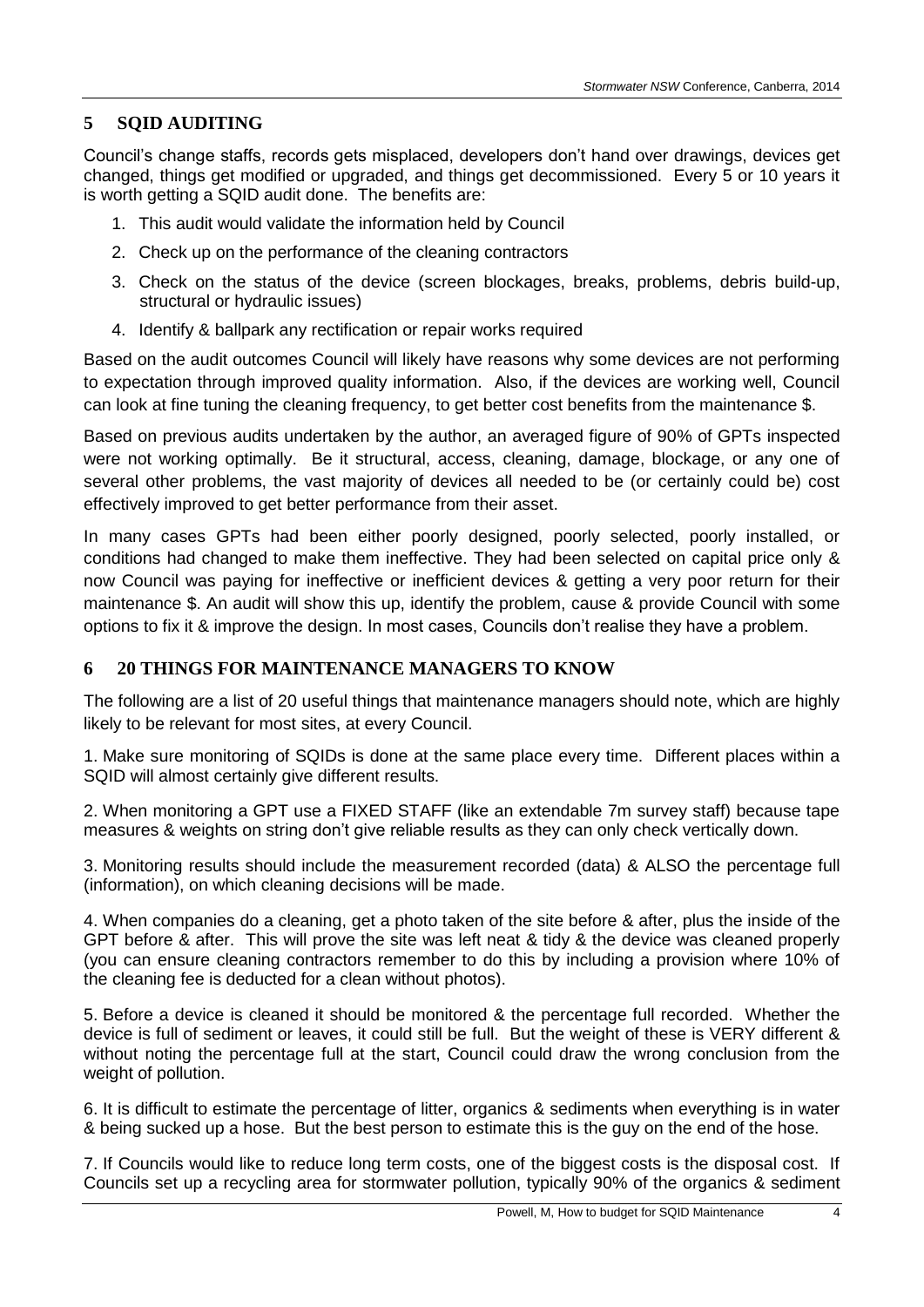## 5 SQID AUDITING

Council's change staffs, records gets misplaced, developers don't hand over drawings, devices get changed, things get modified or upgraded, and things get decommissioned. Every 5 or 10 years it is worth getting a SQID audit done. The benefits are:

1. This audit would validate the information held by Council
2. Check up on the performance of the cleaning contractors
3. Check on the status of the device (screen blockages, breaks, problems, debris build-up, structural or hydraulic issues)
4. Identify & ballpark any rectification or repair works required

Based on the audit outcomes Council will likely have reasons why some devices are not performing to expectation through improved quality information. Also, if the devices are working well, Council can look at fine tuning the cleaning frequency, to get better cost benefits from the maintenance $.

Based on previous audits undertaken by the author, an averaged figure of 90% of GPTs inspected were not working optimally. Be it structural, access, cleaning, damage, blockage, or any one of several other problems, the vast majority of devices all needed to be (or certainly could be) cost effectively improved to get better performance from their asset.

In many cases GPTs had been either poorly designed, poorly selected, poorly installed, or conditions had changed to make them ineffective. They had been selected on capital price only & now Council was paying for ineffective or inefficient devices & getting a very poor return for their maintenance $. An audit will show this up, identify the problem, cause & provide Council with some options to fix it & improve the design. In most cases, Councils don't realise they have a problem.

## 6 20 THINGS FOR MAINTENANCE MANAGERS TO KNOW

The following are a list of 20 useful things that maintenance managers should note, which are highly likely to be relevant for most sites, at every Council.

1. Make sure monitoring of SQIDs is done at the same place every time. Different places within a SQID will almost certainly give different results.

2. When monitoring a GPT use a FIXED STAFF (like an extendable 7m survey staff) because tape measures & weights on string don't give reliable results as they can only check vertically down.

3. Monitoring results should include the measurement recorded (data) & ALSO the percentage full (information), on which cleaning decisions will be made.

4. When companies do a cleaning, get a photo taken of the site before & after, plus the inside of the GPT before & after. This will prove the site was left neat & tidy & the device was cleaned properly (you can ensure cleaning contractors remember to do this by including a provision where 10% of the cleaning fee is deducted for a clean without photos).

5. Before a device is cleaned it should be monitored & the percentage full recorded. Whether the device is full of sediment or leaves, it could still be full. But the weight of these is VERY different & without noting the percentage full at the start, Council could draw the wrong conclusion from the weight of pollution.

6. It is difficult to estimate the percentage of litter, organics & sediments when everything is in water & being sucked up a hose. But the best person to estimate this is the guy on the end of the hose.

7. If Councils would like to reduce long term costs, one of the biggest costs is the disposal cost. If Councils set up a recycling area for stormwater pollution, typically 90% of the organics & sediment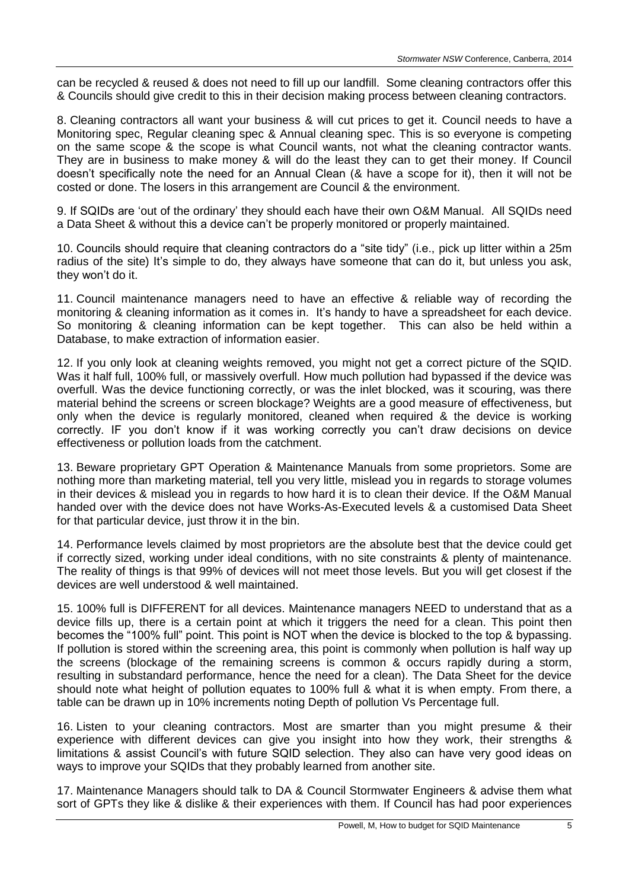can be recycled & reused & does not need to fill up our landfill. Some cleaning contractors offer this & Councils should give credit to this in their decision making process between cleaning contractors.

8. Cleaning contractors all want your business & will cut prices to get it. Council needs to have a Monitoring spec, Regular cleaning spec & Annual cleaning spec. This is so everyone is competing on the same scope & the scope is what Council wants, not what the cleaning contractor wants. They are in business to make money & will do the least they can to get their money. If Council doesn't specifically note the need for an Annual Clean (& have a scope for it), then it will not be costed or done. The losers in this arrangement are Council & the environment.

9. If SQIDs are 'out of the ordinary' they should each have their own O&M Manual. All SQIDs need a Data Sheet & without this a device can't be properly monitored or properly maintained.

10. Councils should require that cleaning contractors do a "site tidy" (i.e., pick up litter within a 25m radius of the site) It's simple to do, they always have someone that can do it, but unless you ask, they won't do it.

11. Council maintenance managers need to have an effective & reliable way of recording the monitoring & cleaning information as it comes in. It's handy to have a spreadsheet for each device. So monitoring & cleaning information can be kept together. This can also be held within a Database, to make extraction of information easier.

12. If you only look at cleaning weights removed, you might not get a correct picture of the SQID. Was it half full, 100% full, or massively overfull. How much pollution had bypassed if the device was overfull. Was the device functioning correctly, or was the inlet blocked, was it scouring, was there material behind the screens or screen blockage? Weights are a good measure of effectiveness, but only when the device is regularly monitored, cleaned when required & the device is working correctly. IF you don't know if it was working correctly you can't draw decisions on device effectiveness or pollution loads from the catchment.

13. Beware proprietary GPT Operation & Maintenance Manuals from some proprietors. Some are nothing more than marketing material, tell you very little, mislead you in regards to storage volumes in their devices & mislead you in regards to how hard it is to clean their device. If the O&M Manual handed over with the device does not have Works-As-Executed levels & a customised Data Sheet for that particular device, just throw it in the bin.

14. Performance levels claimed by most proprietors are the absolute best that the device could get if correctly sized, working under ideal conditions, with no site constraints & plenty of maintenance. The reality of things is that 99% of devices will not meet those levels. But you will get closest if the devices are well understood & well maintained.

15. 100% full is DIFFERENT for all devices. Maintenance managers NEED to understand that as a device fills up, there is a certain point at which it triggers the need for a clean. This point then becomes the "100% full" point. This point is NOT when the device is blocked to the top & bypassing. If pollution is stored within the screening area, this point is commonly when pollution is half way up the screens (blockage of the remaining screens is common & occurs rapidly during a storm, resulting in substandard performance, hence the need for a clean). The Data Sheet for the device should note what height of pollution equates to 100% full & what it is when empty. From there, a table can be drawn up in 10% increments noting Depth of pollution Vs Percentage full.

16. Listen to your cleaning contractors. Most are smarter than you might presume & their experience with different devices can give you insight into how they work, their strengths & limitations & assist Council's with future SQID selection. They also can have very good ideas on ways to improve your SQIDs that they probably learned from another site.

17. Maintenance Managers should talk to DA & Council Stormwater Engineers & advise them what sort of GPTs they like & dislike & their experiences with them. If Council has had poor experiences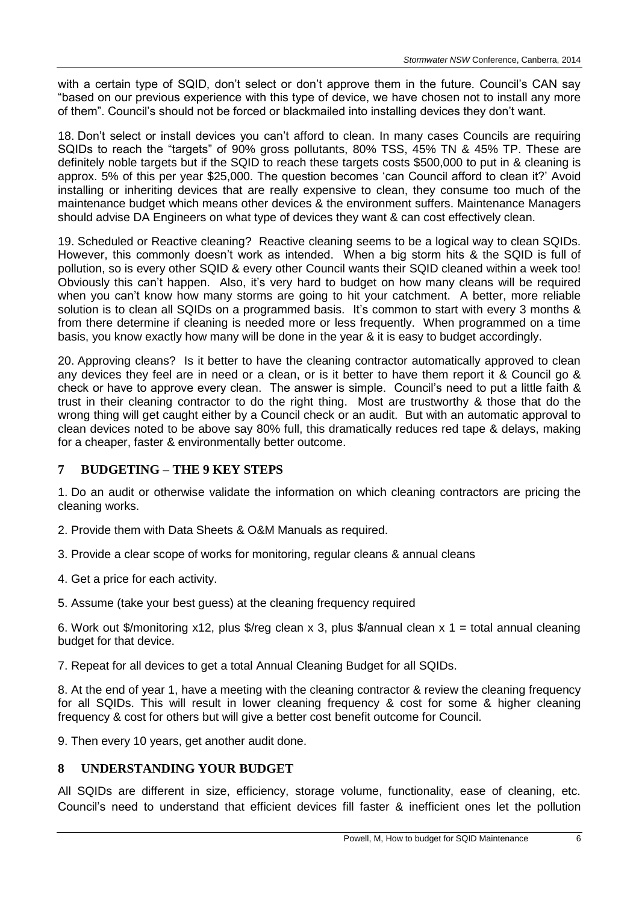with a certain type of SQID, don't select or don't approve them in the future. Council's CAN say "based on our previous experience with this type of device, we have chosen not to install any more of them". Council's should not be forced or blackmailed into installing devices they don't want.

18. Don't select or install devices you can't afford to clean. In many cases Councils are requiring SQIDs to reach the "targets" of 90% gross pollutants, 80% TSS, 45% TN & 45% TP. These are definitely noble targets but if the SQID to reach these targets costs $500,000 to put in & cleaning is approx. 5% of this per year $25,000. The question becomes 'can Council afford to clean it?' Avoid installing or inheriting devices that are really expensive to clean, they consume too much of the maintenance budget which means other devices & the environment suffers. Maintenance Managers should advise DA Engineers on what type of devices they want & can cost effectively clean.

19. Scheduled or Reactive cleaning? Reactive cleaning seems to be a logical way to clean SQIDs. However, this commonly doesn't work as intended. When a big storm hits & the SQID is full of pollution, so is every other SQID & every other Council wants their SQID cleaned within a week too! Obviously this can't happen. Also, it's very hard to budget on how many cleans will be required when you can't know how many storms are going to hit your catchment. A better, more reliable solution is to clean all SQIDs on a programmed basis. It's common to start with every 3 months & from there determine if cleaning is needed more or less frequently. When programmed on a time basis, you know exactly how many will be done in the year & it is easy to budget accordingly.

20. Approving cleans? Is it better to have the cleaning contractor automatically approved to clean any devices they feel are in need or a clean, or is it better to have them report it & Council go & check or have to approve every clean. The answer is simple. Council's need to put a little faith & trust in their cleaning contractor to do the right thing. Most are trustworthy & those that do the wrong thing will get caught either by a Council check or an audit. But with an automatic approval to clean devices noted to be above say 80% full, this dramatically reduces red tape & delays, making for a cheaper, faster & environmentally better outcome.

## 7 BUDGETING – THE 9 KEY STEPS

1. Do an audit or otherwise validate the information on which cleaning contractors are pricing the cleaning works.

2. Provide them with Data Sheets & O&M Manuals as required.

3. Provide a clear scope of works for monitoring, regular cleans & annual cleans

4. Get a price for each activity.

5. Assume (take your best guess) at the cleaning frequency required

6. Work out $/monitoring x12, plus $/reg clean x 3, plus $/annual clean x 1 = total annual cleaning budget for that device.

7. Repeat for all devices to get a total Annual Cleaning Budget for all SQIDs.

8. At the end of year 1, have a meeting with the cleaning contractor & review the cleaning frequency for all SQIDs. This will result in lower cleaning frequency & cost for some & higher cleaning frequency & cost for others but will give a better cost benefit outcome for Council.

9. Then every 10 years, get another audit done.

## 8 UNDERSTANDING YOUR BUDGET

All SQIDs are different in size, efficiency, storage volume, functionality, ease of cleaning, etc. Council's need to understand that efficient devices fill faster & inefficient ones let the pollution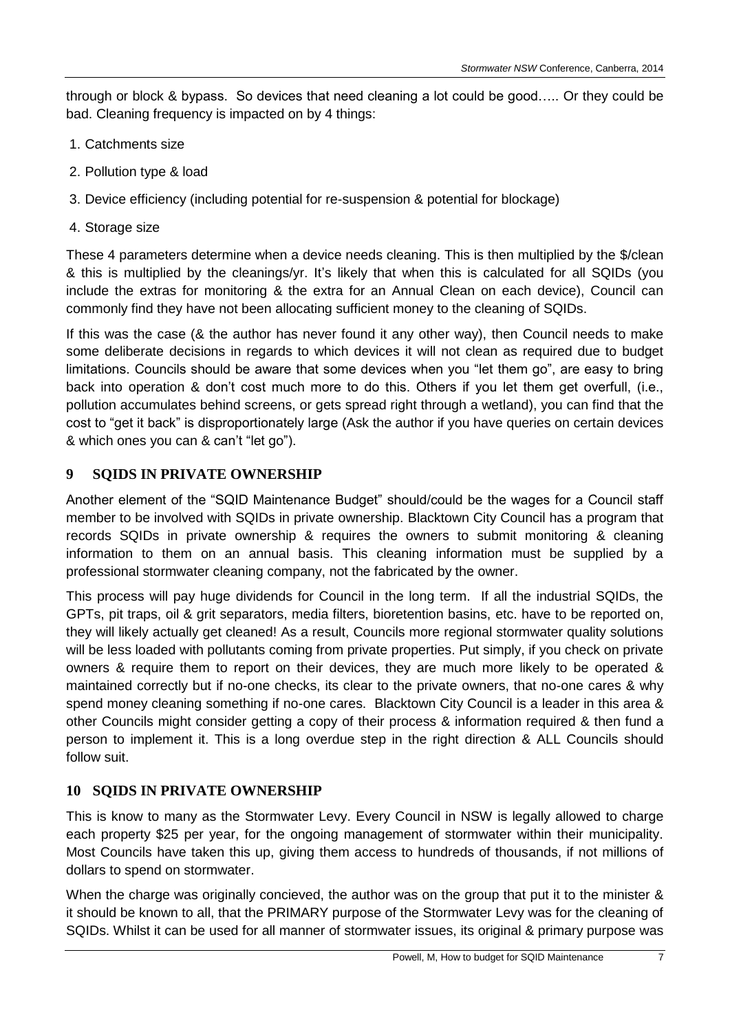through or block & bypass. So devices that need cleaning a lot could be good….. Or they could be bad. Cleaning frequency is impacted on by 4 things:

1. Catchments size
2. Pollution type & load
3. Device efficiency (including potential for re-suspension & potential for blockage)
4. Storage size

These 4 parameters determine when a device needs cleaning. This is then multiplied by the $/clean & this is multiplied by the cleanings/yr. It's likely that when this is calculated for all SQIDs (you include the extras for monitoring & the extra for an Annual Clean on each device), Council can commonly find they have not been allocating sufficient money to the cleaning of SQIDs.

If this was the case (& the author has never found it any other way), then Council needs to make some deliberate decisions in regards to which devices it will not clean as required due to budget limitations. Councils should be aware that some devices when you "let them go", are easy to bring back into operation & don't cost much more to do this. Others if you let them get overfull, (i.e., pollution accumulates behind screens, or gets spread right through a wetland), you can find that the cost to "get it back" is disproportionately large (Ask the author if you have queries on certain devices & which ones you can & can't "let go").

## 9 SQIDS IN PRIVATE OWNERSHIP

Another element of the "SQID Maintenance Budget" should/could be the wages for a Council staff member to be involved with SQIDs in private ownership. Blacktown City Council has a program that records SQIDs in private ownership & requires the owners to submit monitoring & cleaning information to them on an annual basis. This cleaning information must be supplied by a professional stormwater cleaning company, not the fabricated by the owner.

This process will pay huge dividends for Council in the long term. If all the industrial SQIDs, the GPTs, pit traps, oil & grit separators, media filters, bioretention basins, etc. have to be reported on, they will likely actually get cleaned! As a result, Councils more regional stormwater quality solutions will be less loaded with pollutants coming from private properties. Put simply, if you check on private owners & require them to report on their devices, they are much more likely to be operated & maintained correctly but if no-one checks, its clear to the private owners, that no-one cares & why spend money cleaning something if no-one cares. Blacktown City Council is a leader in this area & other Councils might consider getting a copy of their process & information required & then fund a person to implement it. This is a long overdue step in the right direction & ALL Councils should follow suit.

## 10 SQIDS IN PRIVATE OWNERSHIP

This is know to many as the Stormwater Levy. Every Council in NSW is legally allowed to charge each property $25 per year, for the ongoing management of stormwater within their municipality. Most Councils have taken this up, giving them access to hundreds of thousands, if not millions of dollars to spend on stormwater.

When the charge was originally concieved, the author was on the group that put it to the minister & it should be known to all, that the PRIMARY purpose of the Stormwater Levy was for the cleaning of SQIDs. Whilst it can be used for all manner of stormwater issues, its original & primary purpose was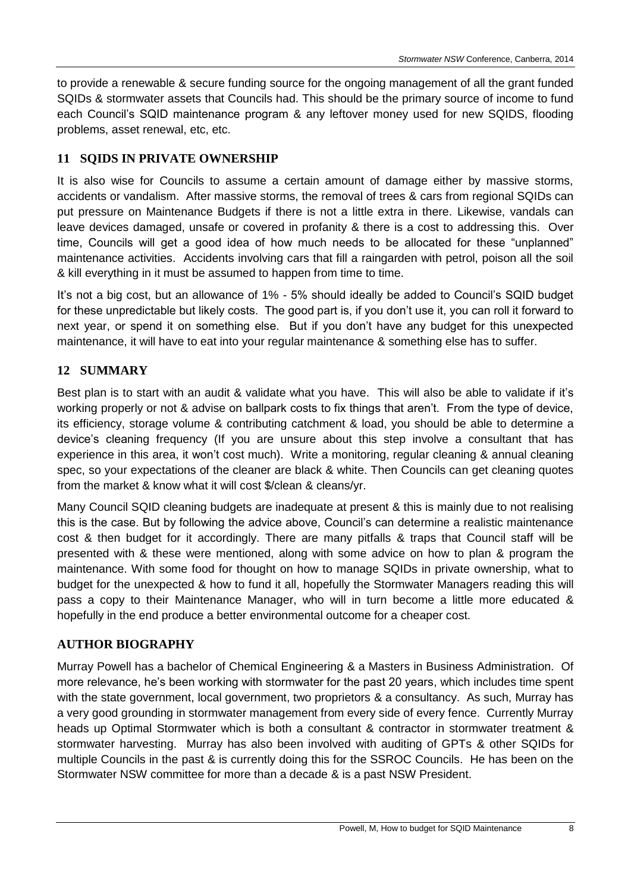to provide a renewable & secure funding source for the ongoing management of all the grant funded SQIDs & stormwater assets that Councils had. This should be the primary source of income to fund each Council's SQID maintenance program & any leftover money used for new SQIDS, flooding problems, asset renewal, etc, etc.

## 11 SQIDS IN PRIVATE OWNERSHIP

It is also wise for Councils to assume a certain amount of damage either by massive storms, accidents or vandalism. After massive storms, the removal of trees & cars from regional SQIDs can put pressure on Maintenance Budgets if there is not a little extra in there. Likewise, vandals can leave devices damaged, unsafe or covered in profanity & there is a cost to addressing this. Over time, Councils will get a good idea of how much needs to be allocated for these "unplanned" maintenance activities. Accidents involving cars that fill a raingarden with petrol, poison all the soil & kill everything in it must be assumed to happen from time to time.

It's not a big cost, but an allowance of 1% - 5% should ideally be added to Council's SQID budget for these unpredictable but likely costs. The good part is, if you don't use it, you can roll it forward to next year, or spend it on something else. But if you don't have any budget for this unexpected maintenance, it will have to eat into your regular maintenance & something else has to suffer.

## 12 SUMMARY

Best plan is to start with an audit & validate what you have. This will also be able to validate if it's working properly or not & advise on ballpark costs to fix things that aren't. From the type of device, its efficiency, storage volume & contributing catchment & load, you should be able to determine a device's cleaning frequency (If you are unsure about this step involve a consultant that has experience in this area, it won't cost much). Write a monitoring, regular cleaning & annual cleaning spec, so your expectations of the cleaner are black & white. Then Councils can get cleaning quotes from the market & know what it will cost $/clean & cleans/yr.

Many Council SQID cleaning budgets are inadequate at present & this is mainly due to not realising this is the case. But by following the advice above, Council's can determine a realistic maintenance cost & then budget for it accordingly. There are many pitfalls & traps that Council staff will be presented with & these were mentioned, along with some advice on how to plan & program the maintenance. With some food for thought on how to manage SQIDs in private ownership, what to budget for the unexpected & how to fund it all, hopefully the Stormwater Managers reading this will pass a copy to their Maintenance Manager, who will in turn become a little more educated & hopefully in the end produce a better environmental outcome for a cheaper cost.

## AUTHOR BIOGRAPHY

Murray Powell has a bachelor of Chemical Engineering & a Masters in Business Administration. Of more relevance, he's been working with stormwater for the past 20 years, which includes time spent with the state government, local government, two proprietors & a consultancy. As such, Murray has a very good grounding in stormwater management from every side of every fence. Currently Murray heads up Optimal Stormwater which is both a consultant & contractor in stormwater treatment & stormwater harvesting. Murray has also been involved with auditing of GPTs & other SQIDs for multiple Councils in the past & is currently doing this for the SSROC Councils. He has been on the Stormwater NSW committee for more than a decade & is a past NSW President.